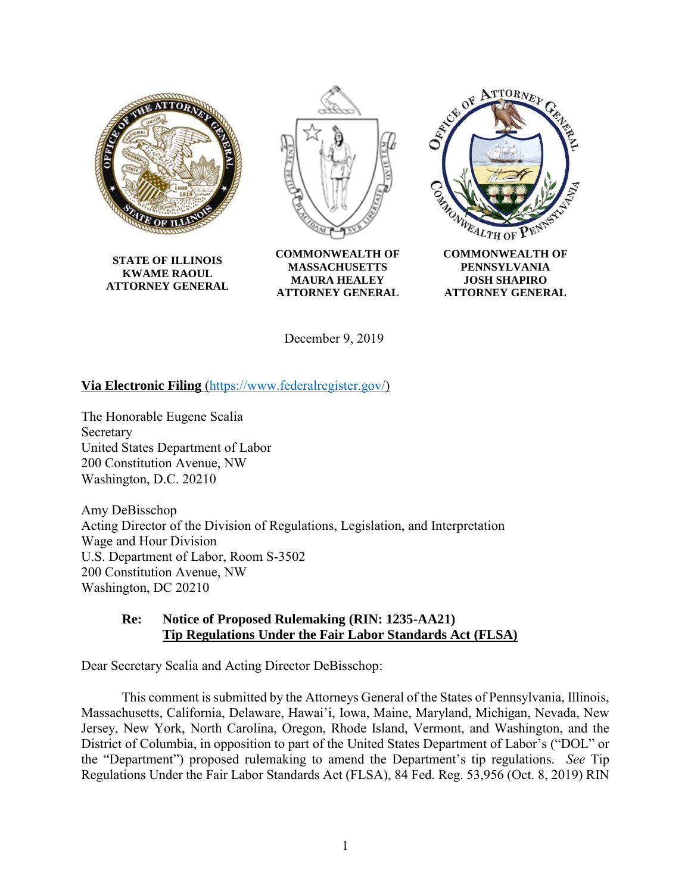**STATE OF ILLINOIS**
**KWAME RAOUL**
**ATTORNEY GENERAL**

**COMMONWEALTH OF MASSACHUSETTS**
**MAURA HEALEY**
**ATTORNEY GENERAL**

**COMMONWEALTH OF PENNSYLVANIA**
**JOSH SHAPIRO**
**ATTORNEY GENERAL**

December 9, 2019

**Via Electronic Filing** (https://www.federalregister.gov/)

The Honorable Eugene Scalia
Secretary
United States Department of Labor
200 Constitution Avenue, NW
Washington, D.C. 20210

Amy DeBisschop
Acting Director of the Division of Regulations, Legislation, and Interpretation
Wage and Hour Division
U.S. Department of Labor, Room S-3502
200 Constitution Avenue, NW
Washington, DC 20210

**Re: Notice of Proposed Rulemaking (RIN: 1235-AA21)**
**Tip Regulations Under the Fair Labor Standards Act (FLSA)**

Dear Secretary Scalia and Acting Director DeBisschop:

This comment is submitted by the Attorneys General of the States of Pennsylvania, Illinois, Massachusetts, California, Delaware, Hawai'i, Iowa, Maine, Maryland, Michigan, Nevada, New Jersey, New York, North Carolina, Oregon, Rhode Island, Vermont, and Washington, and the District of Columbia, in opposition to part of the United States Department of Labor's ("DOL" or the "Department") proposed rulemaking to amend the Department's tip regulations. *See* Tip Regulations Under the Fair Labor Standards Act (FLSA), 84 Fed. Reg. 53,956 (Oct. 8, 2019) RIN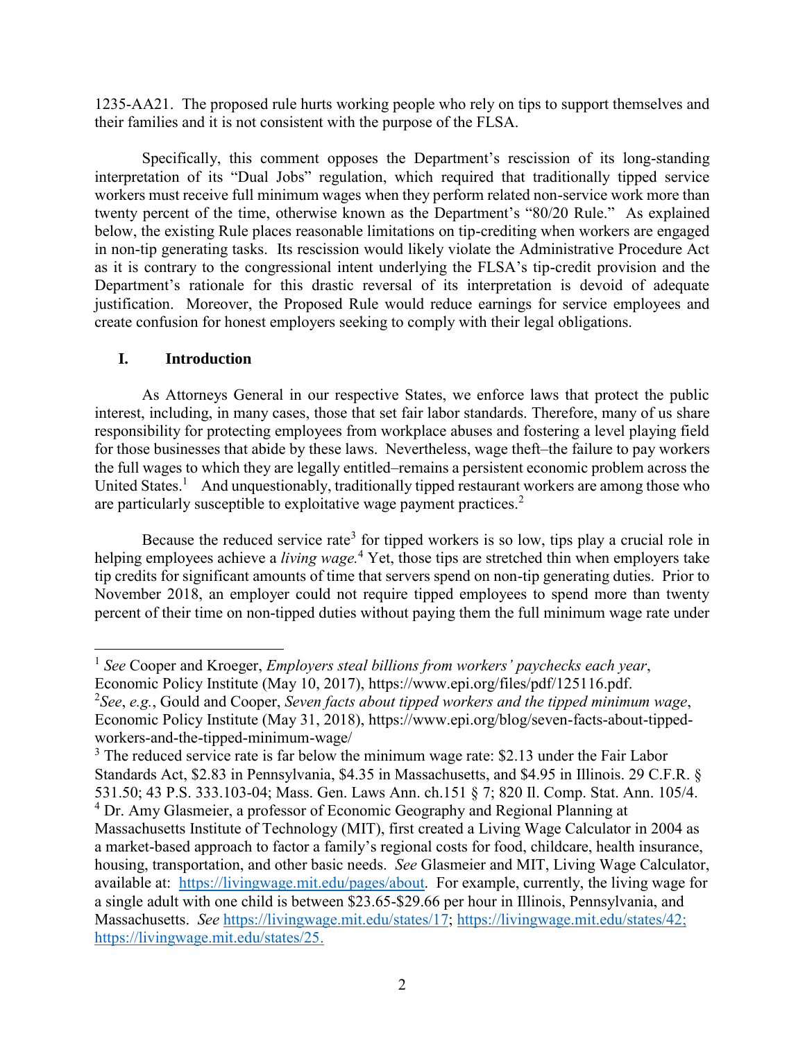1235-AA21. The proposed rule hurts working people who rely on tips to support themselves and their families and it is not consistent with the purpose of the FLSA.

Specifically, this comment opposes the Department's rescission of its long-standing interpretation of its "Dual Jobs" regulation, which required that traditionally tipped service workers must receive full minimum wages when they perform related non-service work more than twenty percent of the time, otherwise known as the Department's "80/20 Rule." As explained below, the existing Rule places reasonable limitations on tip-crediting when workers are engaged in non-tip generating tasks. Its rescission would likely violate the Administrative Procedure Act as it is contrary to the congressional intent underlying the FLSA's tip-credit provision and the Department's rationale for this drastic reversal of its interpretation is devoid of adequate justification. Moreover, the Proposed Rule would reduce earnings for service employees and create confusion for honest employers seeking to comply with their legal obligations.

## I. Introduction

As Attorneys General in our respective States, we enforce laws that protect the public interest, including, in many cases, those that set fair labor standards. Therefore, many of us share responsibility for protecting employees from workplace abuses and fostering a level playing field for those businesses that abide by these laws. Nevertheless, wage theft–the failure to pay workers the full wages to which they are legally entitled–remains a persistent economic problem across the United States.[1] And unquestionably, traditionally tipped restaurant workers are among those who are particularly susceptible to exploitative wage payment practices.[2]

Because the reduced service rate[3] for tipped workers is so low, tips play a crucial role in helping employees achieve a *living wage.*[4] Yet, those tips are stretched thin when employers take tip credits for significant amounts of time that servers spend on non-tip generating duties. Prior to November 2018, an employer could not require tipped employees to spend more than twenty percent of their time on non-tipped duties without paying them the full minimum wage rate under

---

[1] *See* Cooper and Kroeger, *Employers steal billions from workers' paychecks each year*, Economic Policy Institute (May 10, 2017), https://www.epi.org/files/pdf/125116.pdf.

[2] *See*, *e.g.*, Gould and Cooper, *Seven facts about tipped workers and the tipped minimum wage*, Economic Policy Institute (May 31, 2018), https://www.epi.org/blog/seven-facts-about-tipped-workers-and-the-tipped-minimum-wage/

[3] The reduced service rate is far below the minimum wage rate: $2.13 under the Fair Labor Standards Act, $2.83 in Pennsylvania, $4.35 in Massachusetts, and $4.95 in Illinois. 29 C.F.R. § 531.50; 43 P.S. 333.103-04; Mass. Gen. Laws Ann. ch.151 § 7; 820 Il. Comp. Stat. Ann. 105/4.

[4] Dr. Amy Glasmeier, a professor of Economic Geography and Regional Planning at Massachusetts Institute of Technology (MIT), first created a Living Wage Calculator in 2004 as a market-based approach to factor a family's regional costs for food, childcare, health insurance, housing, transportation, and other basic needs. *See* Glasmeier and MIT, Living Wage Calculator, available at: https://livingwage.mit.edu/pages/about. For example, currently, the living wage for a single adult with one child is between $23.65-$29.66 per hour in Illinois, Pennsylvania, and Massachusetts. *See* https://livingwage.mit.edu/states/17; https://livingwage.mit.edu/states/42; https://livingwage.mit.edu/states/25.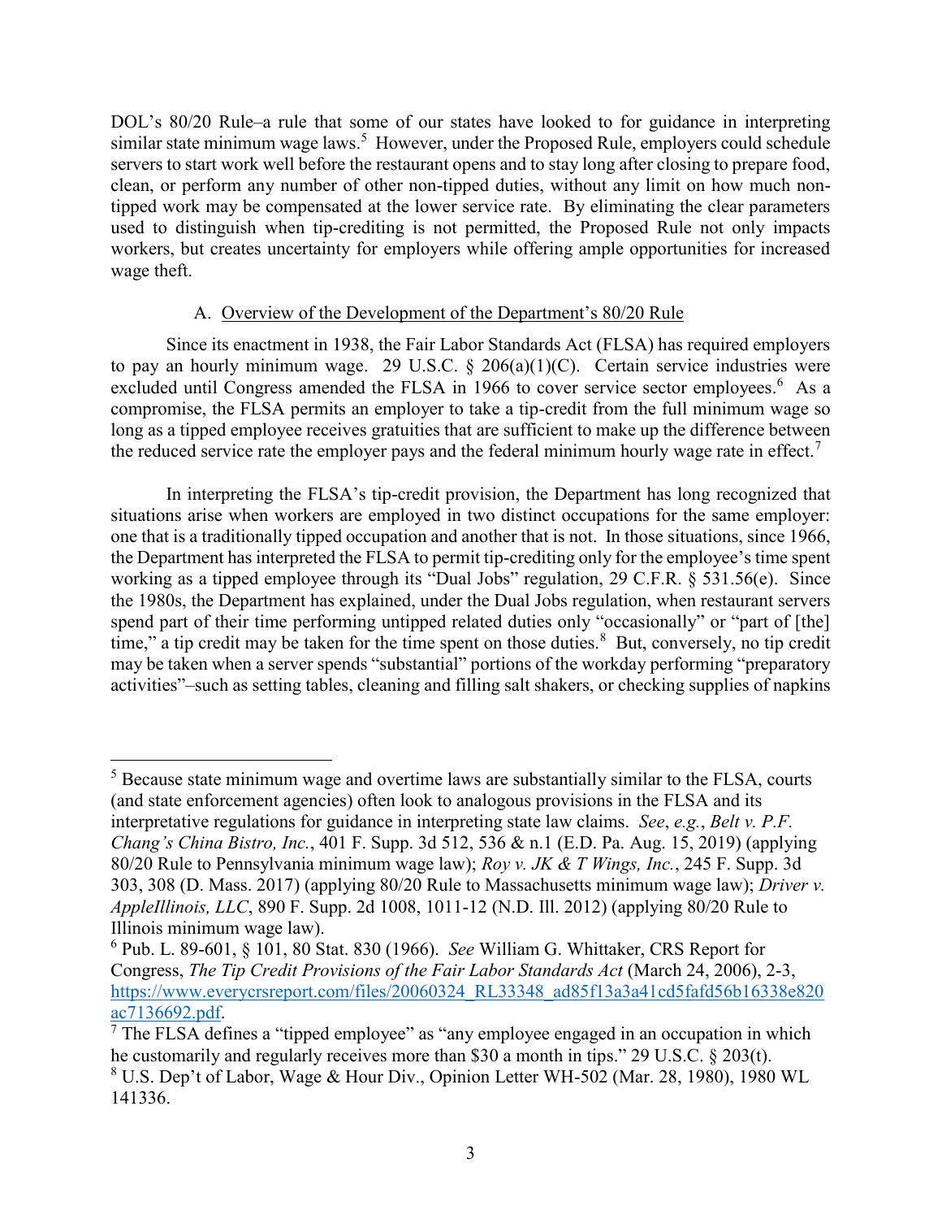DOL's 80/20 Rule–a rule that some of our states have looked to for guidance in interpreting similar state minimum wage laws.[5] However, under the Proposed Rule, employers could schedule servers to start work well before the restaurant opens and to stay long after closing to prepare food, clean, or perform any number of other non-tipped duties, without any limit on how much non-tipped work may be compensated at the lower service rate. By eliminating the clear parameters used to distinguish when tip-crediting is not permitted, the Proposed Rule not only impacts workers, but creates uncertainty for employers while offering ample opportunities for increased wage theft.

### A. Overview of the Development of the Department's 80/20 Rule

Since its enactment in 1938, the Fair Labor Standards Act (FLSA) has required employers to pay an hourly minimum wage. 29 U.S.C. § 206(a)(1)(C). Certain service industries were excluded until Congress amended the FLSA in 1966 to cover service sector employees.[6] As a compromise, the FLSA permits an employer to take a tip-credit from the full minimum wage so long as a tipped employee receives gratuities that are sufficient to make up the difference between the reduced service rate the employer pays and the federal minimum hourly wage rate in effect.[7]

In interpreting the FLSA's tip-credit provision, the Department has long recognized that situations arise when workers are employed in two distinct occupations for the same employer: one that is a traditionally tipped occupation and another that is not. In those situations, since 1966, the Department has interpreted the FLSA to permit tip-crediting only for the employee's time spent working as a tipped employee through its "Dual Jobs" regulation, 29 C.F.R. § 531.56(e). Since the 1980s, the Department has explained, under the Dual Jobs regulation, when restaurant servers spend part of their time performing untipped related duties only "occasionally" or "part of [the] time," a tip credit may be taken for the time spent on those duties.[8] But, conversely, no tip credit may be taken when a server spends "substantial" portions of the workday performing "preparatory activities"–such as setting tables, cleaning and filling salt shakers, or checking supplies of napkins

---

[5] Because state minimum wage and overtime laws are substantially similar to the FLSA, courts (and state enforcement agencies) often look to analogous provisions in the FLSA and its interpretative regulations for guidance in interpreting state law claims. *See*, *e.g.*, *Belt v. P.F. Chang's China Bistro, Inc.*, 401 F. Supp. 3d 512, 536 & n.1 (E.D. Pa. Aug. 15, 2019) (applying 80/20 Rule to Pennsylvania minimum wage law); *Roy v. JK & T Wings, Inc.*, 245 F. Supp. 3d 303, 308 (D. Mass. 2017) (applying 80/20 Rule to Massachusetts minimum wage law); *Driver v. AppleIllinois, LLC*, 890 F. Supp. 2d 1008, 1011-12 (N.D. Ill. 2012) (applying 80/20 Rule to Illinois minimum wage law).

[6] Pub. L. 89-601, § 101, 80 Stat. 830 (1966). *See* William G. Whittaker, CRS Report for Congress, *The Tip Credit Provisions of the Fair Labor Standards Act* (March 24, 2006), 2-3, https://www.everycrsreport.com/files/20060324_RL33348_ad85f13a3a41cd5fafd56b16338e820ac7136692.pdf.

[7] The FLSA defines a "tipped employee" as "any employee engaged in an occupation in which he customarily and regularly receives more than $30 a month in tips." 29 U.S.C. § 203(t).

[8] U.S. Dep't of Labor, Wage & Hour Div., Opinion Letter WH-502 (Mar. 28, 1980), 1980 WL 141336.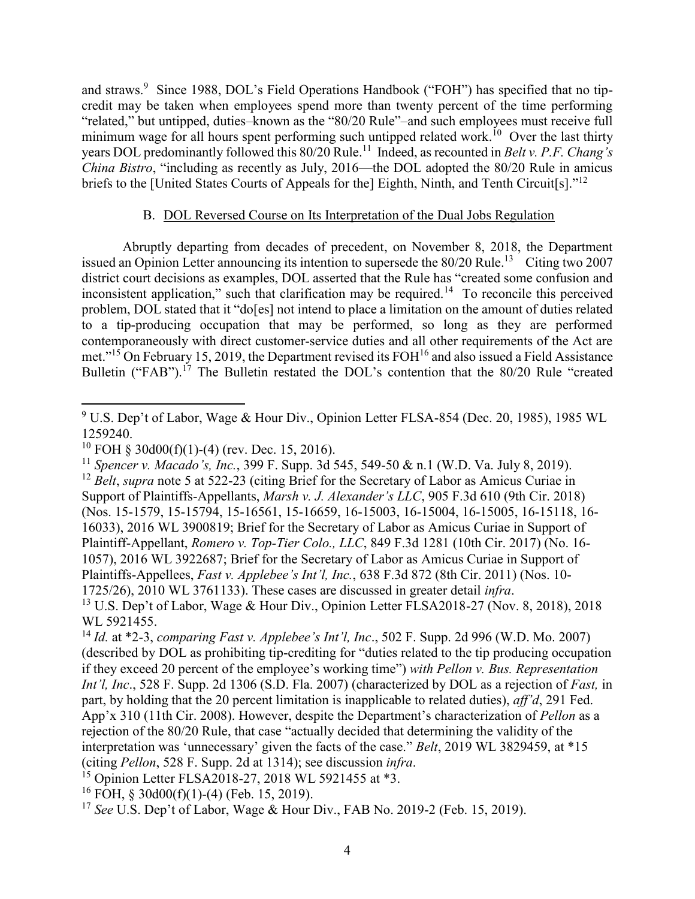and straws.[9] Since 1988, DOL's Field Operations Handbook ("FOH") has specified that no tip-credit may be taken when employees spend more than twenty percent of the time performing "related," but untipped, duties–known as the "80/20 Rule"–and such employees must receive full minimum wage for all hours spent performing such untipped related work.[10] Over the last thirty years DOL predominantly followed this 80/20 Rule.[11] Indeed, as recounted in *Belt v. P.F. Chang's China Bistro*, "including as recently as July, 2016—the DOL adopted the 80/20 Rule in amicus briefs to the [United States Courts of Appeals for the] Eighth, Ninth, and Tenth Circuit[s]."[12]

B. <u>DOL Reversed Course on Its Interpretation of the Dual Jobs Regulation</u>

Abruptly departing from decades of precedent, on November 8, 2018, the Department issued an Opinion Letter announcing its intention to supersede the 80/20 Rule.[13] Citing two 2007 district court decisions as examples, DOL asserted that the Rule has "created some confusion and inconsistent application," such that clarification may be required.[14] To reconcile this perceived problem, DOL stated that it "do[es] not intend to place a limitation on the amount of duties related to a tip-producing occupation that may be performed, so long as they are performed contemporaneously with direct customer-service duties and all other requirements of the Act are met."[15] On February 15, 2019, the Department revised its FOH[16] and also issued a Field Assistance Bulletin ("FAB").[17] The Bulletin restated the DOL's contention that the 80/20 Rule "created

---

[9] U.S. Dep't of Labor, Wage & Hour Div., Opinion Letter FLSA-854 (Dec. 20, 1985), 1985 WL 1259240.

[10] FOH § 30d00(f)(1)-(4) (rev. Dec. 15, 2016).

[11] *Spencer v. Macado's, Inc.*, 399 F. Supp. 3d 545, 549-50 & n.1 (W.D. Va. July 8, 2019).

[12] *Belt*, *supra* note 5 at 522-23 (citing Brief for the Secretary of Labor as Amicus Curiae in Support of Plaintiffs-Appellants, *Marsh v. J. Alexander's LLC*, 905 F.3d 610 (9th Cir. 2018) (Nos. 15-1579, 15-15794, 15-16561, 15-16659, 16-15003, 16-15004, 16-15005, 16-15118, 16-16033), 2016 WL 3900819; Brief for the Secretary of Labor as Amicus Curiae in Support of Plaintiff-Appellant, *Romero v. Top-Tier Colo., LLC*, 849 F.3d 1281 (10th Cir. 2017) (No. 16-1057), 2016 WL 3922687; Brief for the Secretary of Labor as Amicus Curiae in Support of Plaintiffs-Appellees, *Fast v. Applebee's Int'l, Inc.*, 638 F.3d 872 (8th Cir. 2011) (Nos. 10-1725/26), 2010 WL 3761133). These cases are discussed in greater detail *infra*.

[13] U.S. Dep't of Labor, Wage & Hour Div., Opinion Letter FLSA2018-27 (Nov. 8, 2018), 2018 WL 5921455.

[14] *Id.* at *2-3, *comparing Fast v. Applebee's Int'l, Inc*., 502 F. Supp. 2d 996 (W.D. Mo. 2007) (described by DOL as prohibiting tip-crediting for "duties related to the tip producing occupation if they exceed 20 percent of the employee's working time") *with Pellon v. Bus. Representation Int'l, Inc*., 528 F. Supp. 2d 1306 (S.D. Fla. 2007) (characterized by DOL as a rejection of *Fast,* in part, by holding that the 20 percent limitation is inapplicable to related duties), *aff'd*, 291 Fed. App'x 310 (11th Cir. 2008). However, despite the Department's characterization of *Pellon* as a rejection of the 80/20 Rule, that case "actually decided that determining the validity of the interpretation was 'unnecessary' given the facts of the case." *Belt*, 2019 WL 3829459, at *15 (citing *Pellon*, 528 F. Supp. 2d at 1314); see discussion *infra*.

[15] Opinion Letter FLSA2018-27, 2018 WL 5921455 at *3.

[16] FOH, § 30d00(f)(1)-(4) (Feb. 15, 2019).

[17] *See* U.S. Dep't of Labor, Wage & Hour Div., FAB No. 2019-2 (Feb. 15, 2019).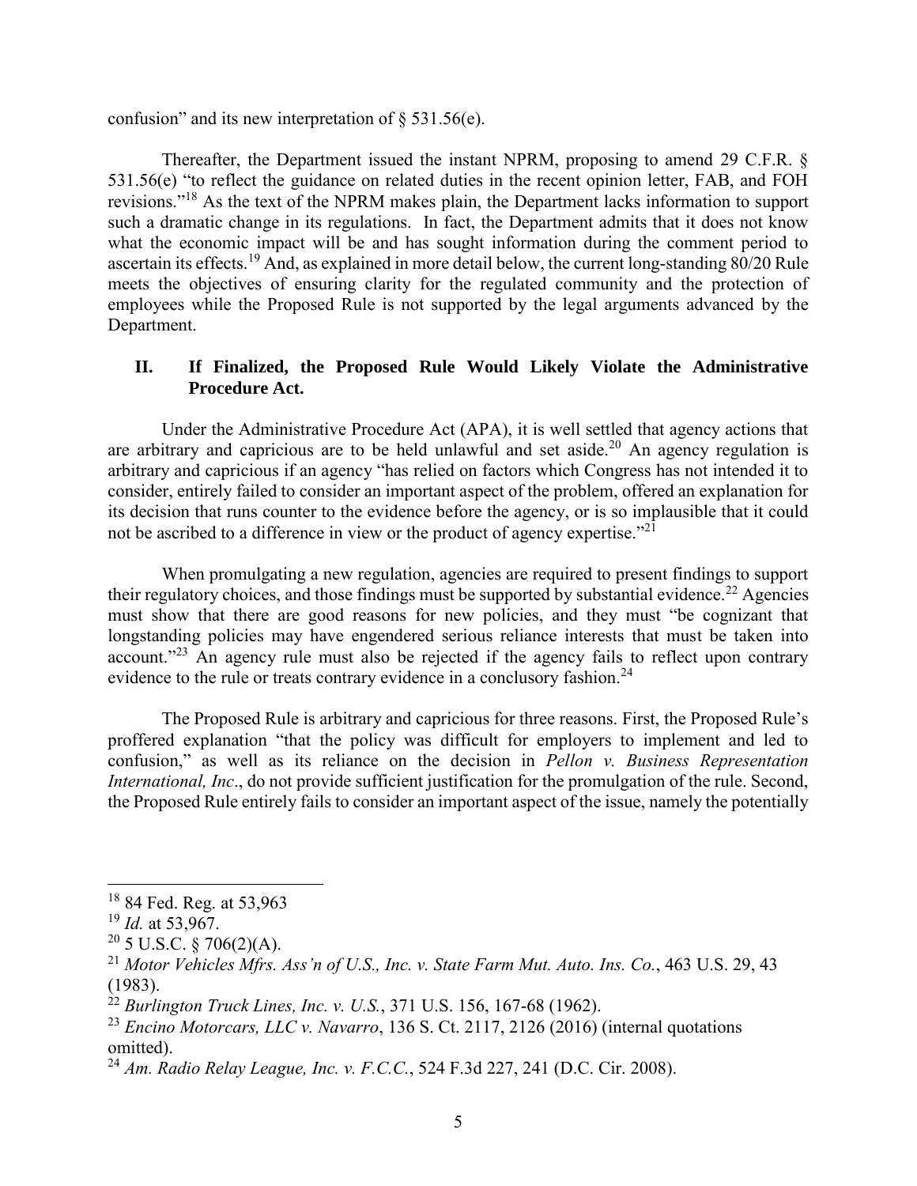confusion" and its new interpretation of § 531.56(e).

Thereafter, the Department issued the instant NPRM, proposing to amend 29 C.F.R. § 531.56(e) "to reflect the guidance on related duties in the recent opinion letter, FAB, and FOH revisions."[18] As the text of the NPRM makes plain, the Department lacks information to support such a dramatic change in its regulations. In fact, the Department admits that it does not know what the economic impact will be and has sought information during the comment period to ascertain its effects.[19] And, as explained in more detail below, the current long-standing 80/20 Rule meets the objectives of ensuring clarity for the regulated community and the protection of employees while the Proposed Rule is not supported by the legal arguments advanced by the Department.

## II. If Finalized, the Proposed Rule Would Likely Violate the Administrative Procedure Act.

Under the Administrative Procedure Act (APA), it is well settled that agency actions that are arbitrary and capricious are to be held unlawful and set aside.[20] An agency regulation is arbitrary and capricious if an agency "has relied on factors which Congress has not intended it to consider, entirely failed to consider an important aspect of the problem, offered an explanation for its decision that runs counter to the evidence before the agency, or is so implausible that it could not be ascribed to a difference in view or the product of agency expertise."[21]

When promulgating a new regulation, agencies are required to present findings to support their regulatory choices, and those findings must be supported by substantial evidence.[22] Agencies must show that there are good reasons for new policies, and they must "be cognizant that longstanding policies may have engendered serious reliance interests that must be taken into account."[23] An agency rule must also be rejected if the agency fails to reflect upon contrary evidence to the rule or treats contrary evidence in a conclusory fashion.[24]

The Proposed Rule is arbitrary and capricious for three reasons. First, the Proposed Rule's proffered explanation "that the policy was difficult for employers to implement and led to confusion," as well as its reliance on the decision in *Pellon v. Business Representation International, Inc*., do not provide sufficient justification for the promulgation of the rule. Second, the Proposed Rule entirely fails to consider an important aspect of the issue, namely the potentially

---

[18] 84 Fed. Reg. at 53,963

[19] *Id.* at 53,967.

[20] 5 U.S.C. § 706(2)(A).

[21] *Motor Vehicles Mfrs. Ass'n of U.S., Inc. v. State Farm Mut. Auto. Ins. Co.*, 463 U.S. 29, 43 (1983).

[22] *Burlington Truck Lines, Inc. v. U.S.*, 371 U.S. 156, 167-68 (1962).

[23] *Encino Motorcars, LLC v. Navarro*, 136 S. Ct. 2117, 2126 (2016) (internal quotations omitted).

[24] *Am. Radio Relay League, Inc. v. F.C.C.*, 524 F.3d 227, 241 (D.C. Cir. 2008).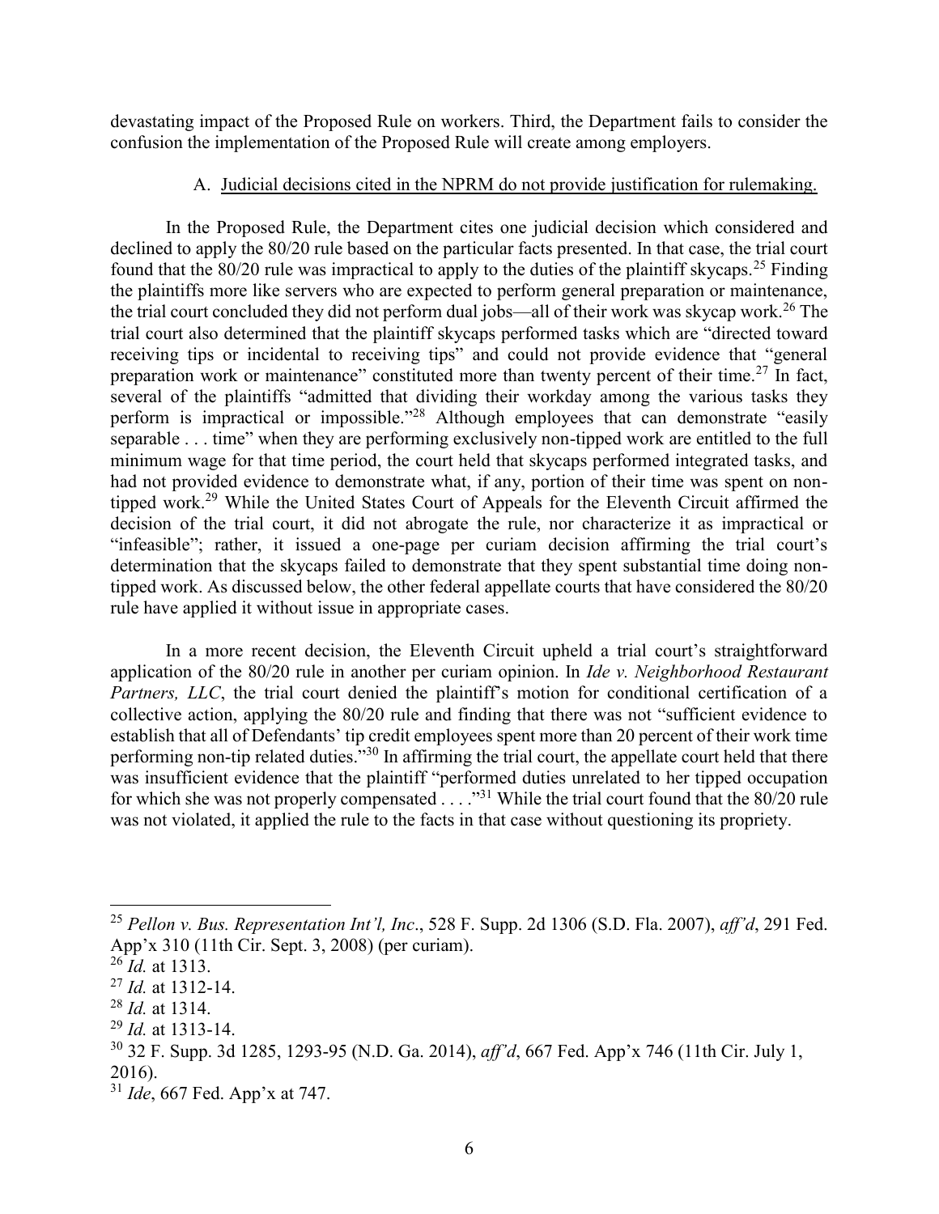devastating impact of the Proposed Rule on workers. Third, the Department fails to consider the confusion the implementation of the Proposed Rule will create among employers.

A. Judicial decisions cited in the NPRM do not provide justification for rulemaking.

In the Proposed Rule, the Department cites one judicial decision which considered and declined to apply the 80/20 rule based on the particular facts presented. In that case, the trial court found that the 80/20 rule was impractical to apply to the duties of the plaintiff skycaps.[25] Finding the plaintiffs more like servers who are expected to perform general preparation or maintenance, the trial court concluded they did not perform dual jobs—all of their work was skycap work.[26] The trial court also determined that the plaintiff skycaps performed tasks which are "directed toward receiving tips or incidental to receiving tips" and could not provide evidence that "general preparation work or maintenance" constituted more than twenty percent of their time.[27] In fact, several of the plaintiffs "admitted that dividing their workday among the various tasks they perform is impractical or impossible."[28] Although employees that can demonstrate "easily separable . . . time" when they are performing exclusively non-tipped work are entitled to the full minimum wage for that time period, the court held that skycaps performed integrated tasks, and had not provided evidence to demonstrate what, if any, portion of their time was spent on non-tipped work.[29] While the United States Court of Appeals for the Eleventh Circuit affirmed the decision of the trial court, it did not abrogate the rule, nor characterize it as impractical or "infeasible"; rather, it issued a one-page per curiam decision affirming the trial court's determination that the skycaps failed to demonstrate that they spent substantial time doing non-tipped work. As discussed below, the other federal appellate courts that have considered the 80/20 rule have applied it without issue in appropriate cases.

In a more recent decision, the Eleventh Circuit upheld a trial court's straightforward application of the 80/20 rule in another per curiam opinion. In *Ide v. Neighborhood Restaurant Partners, LLC*, the trial court denied the plaintiff's motion for conditional certification of a collective action, applying the 80/20 rule and finding that there was not "sufficient evidence to establish that all of Defendants' tip credit employees spent more than 20 percent of their work time performing non-tip related duties."[30] In affirming the trial court, the appellate court held that there was insufficient evidence that the plaintiff "performed duties unrelated to her tipped occupation for which she was not properly compensated . . . ."[31] While the trial court found that the 80/20 rule was not violated, it applied the rule to the facts in that case without questioning its propriety.

---

[25] *Pellon v. Bus. Representation Int'l, Inc*., 528 F. Supp. 2d 1306 (S.D. Fla. 2007), *aff'd*, 291 Fed. App'x 310 (11th Cir. Sept. 3, 2008) (per curiam).

[26] *Id.* at 1313.

[27] *Id.* at 1312-14.

[28] *Id.* at 1314.

[29] *Id.* at 1313-14.

[30] 32 F. Supp. 3d 1285, 1293-95 (N.D. Ga. 2014), *aff'd*, 667 Fed. App'x 746 (11th Cir. July 1, 2016).

[31] *Ide*, 667 Fed. App'x at 747.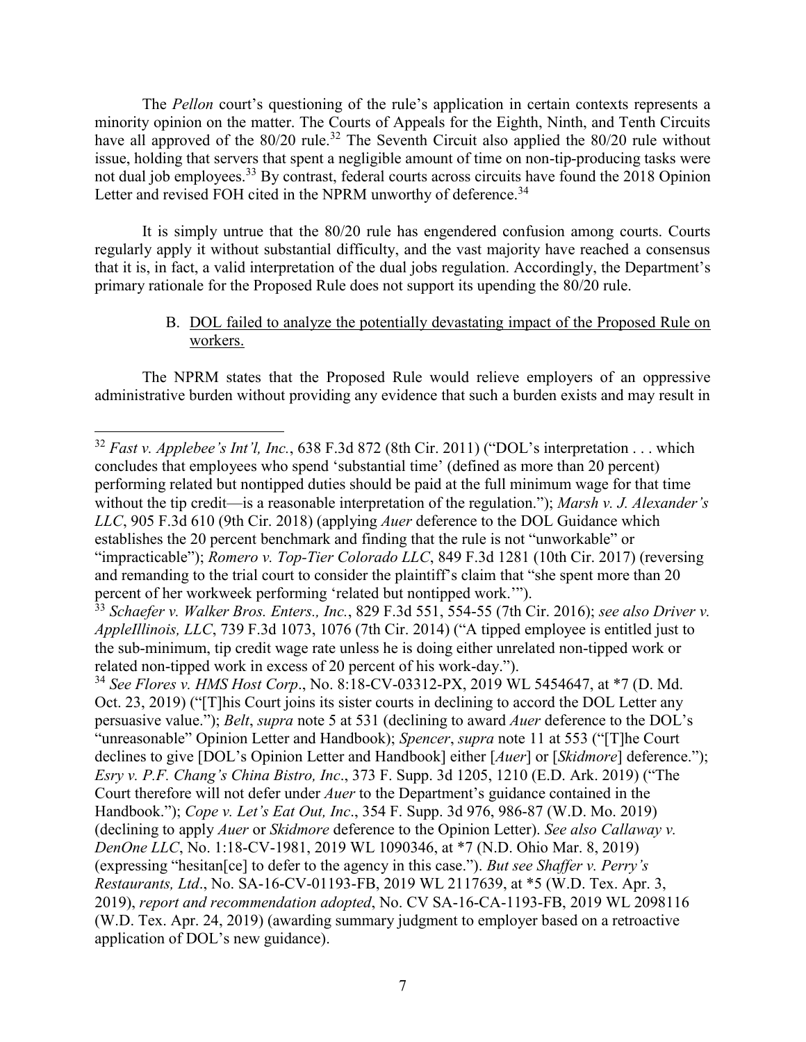The *Pellon* court's questioning of the rule's application in certain contexts represents a minority opinion on the matter. The Courts of Appeals for the Eighth, Ninth, and Tenth Circuits have all approved of the 80/20 rule.[32] The Seventh Circuit also applied the 80/20 rule without issue, holding that servers that spent a negligible amount of time on non-tip-producing tasks were not dual job employees.[33] By contrast, federal courts across circuits have found the 2018 Opinion Letter and revised FOH cited in the NPRM unworthy of deference.[34]

It is simply untrue that the 80/20 rule has engendered confusion among courts. Courts regularly apply it without substantial difficulty, and the vast majority have reached a consensus that it is, in fact, a valid interpretation of the dual jobs regulation. Accordingly, the Department's primary rationale for the Proposed Rule does not support its upending the 80/20 rule.

### B. <u>DOL failed to analyze the potentially devastating impact of the Proposed Rule on workers.</u>

The NPRM states that the Proposed Rule would relieve employers of an oppressive administrative burden without providing any evidence that such a burden exists and may result in

---

[32] *Fast v. Applebee's Int'l, Inc.*, 638 F.3d 872 (8th Cir. 2011) ("DOL's interpretation . . . which concludes that employees who spend 'substantial time' (defined as more than 20 percent) performing related but nontipped duties should be paid at the full minimum wage for that time without the tip credit—is a reasonable interpretation of the regulation."); *Marsh v. J. Alexander's LLC*, 905 F.3d 610 (9th Cir. 2018) (applying *Auer* deference to the DOL Guidance which establishes the 20 percent benchmark and finding that the rule is not "unworkable" or "impracticable"); *Romero v. Top-Tier Colorado LLC*, 849 F.3d 1281 (10th Cir. 2017) (reversing and remanding to the trial court to consider the plaintiff's claim that "she spent more than 20 percent of her workweek performing 'related but nontipped work.'").

[33] *Schaefer v. Walker Bros. Enters., Inc.*, 829 F.3d 551, 554-55 (7th Cir. 2016); *see also Driver v. AppleIllinois, LLC*, 739 F.3d 1073, 1076 (7th Cir. 2014) ("A tipped employee is entitled just to the sub-minimum, tip credit wage rate unless he is doing either unrelated non-tipped work or related non-tipped work in excess of 20 percent of his work-day.").

[34] *See Flores v. HMS Host Corp*., No. 8:18-CV-03312-PX, 2019 WL 5454647, at *7 (D. Md. Oct. 23, 2019) ("[T]his Court joins its sister courts in declining to accord the DOL Letter any persuasive value."); *Belt*, *supra* note 5 at 531 (declining to award *Auer* deference to the DOL's "unreasonable" Opinion Letter and Handbook); *Spencer*, *supra* note 11 at 553 ("[T]he Court declines to give [DOL's Opinion Letter and Handbook] either [*Auer*] or [*Skidmore*] deference."); *Esry v. P.F. Chang's China Bistro, Inc*., 373 F. Supp. 3d 1205, 1210 (E.D. Ark. 2019) ("The Court therefore will not defer under *Auer* to the Department's guidance contained in the Handbook."); *Cope v. Let's Eat Out, Inc*., 354 F. Supp. 3d 976, 986-87 (W.D. Mo. 2019) (declining to apply *Auer* or *Skidmore* deference to the Opinion Letter). *See also Callaway v. DenOne LLC*, No. 1:18-CV-1981, 2019 WL 1090346, at *7 (N.D. Ohio Mar. 8, 2019) (expressing "hesitan[ce] to defer to the agency in this case."). *But see Shaffer v. Perry's Restaurants, Ltd*., No. SA-16-CV-01193-FB, 2019 WL 2117639, at *5 (W.D. Tex. Apr. 3, 2019), *report and recommendation adopted*, No. CV SA-16-CA-1193-FB, 2019 WL 2098116 (W.D. Tex. Apr. 24, 2019) (awarding summary judgment to employer based on a retroactive application of DOL's new guidance).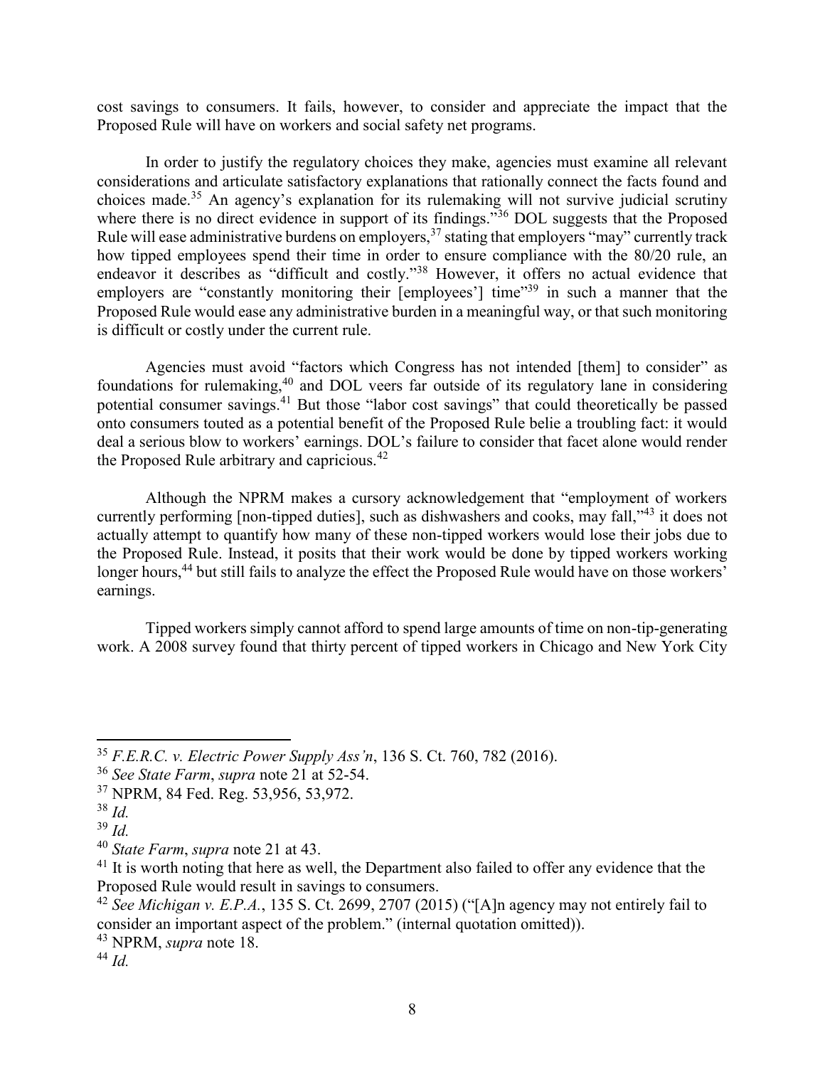cost savings to consumers. It fails, however, to consider and appreciate the impact that the Proposed Rule will have on workers and social safety net programs.

In order to justify the regulatory choices they make, agencies must examine all relevant considerations and articulate satisfactory explanations that rationally connect the facts found and choices made.[35] An agency's explanation for its rulemaking will not survive judicial scrutiny where there is no direct evidence in support of its findings."[36] DOL suggests that the Proposed Rule will ease administrative burdens on employers,[37] stating that employers "may" currently track how tipped employees spend their time in order to ensure compliance with the 80/20 rule, an endeavor it describes as "difficult and costly."[38] However, it offers no actual evidence that employers are "constantly monitoring their [employees'] time"[39] in such a manner that the Proposed Rule would ease any administrative burden in a meaningful way, or that such monitoring is difficult or costly under the current rule.

Agencies must avoid "factors which Congress has not intended [them] to consider" as foundations for rulemaking,[40] and DOL veers far outside of its regulatory lane in considering potential consumer savings.[41] But those "labor cost savings" that could theoretically be passed onto consumers touted as a potential benefit of the Proposed Rule belie a troubling fact: it would deal a serious blow to workers' earnings. DOL's failure to consider that facet alone would render the Proposed Rule arbitrary and capricious.[42]

Although the NPRM makes a cursory acknowledgement that "employment of workers currently performing [non-tipped duties], such as dishwashers and cooks, may fall,"[43] it does not actually attempt to quantify how many of these non-tipped workers would lose their jobs due to the Proposed Rule. Instead, it posits that their work would be done by tipped workers working longer hours,[44] but still fails to analyze the effect the Proposed Rule would have on those workers' earnings.

Tipped workers simply cannot afford to spend large amounts of time on non-tip-generating work. A 2008 survey found that thirty percent of tipped workers in Chicago and New York City

---

[35] *F.E.R.C. v. Electric Power Supply Ass'n*, 136 S. Ct. 760, 782 (2016).

[36] *See State Farm*, *supra* note 21 at 52-54.

[37] NPRM, 84 Fed. Reg. 53,956, 53,972.

[38] *Id.*

[39] *Id.*

[40] *State Farm*, *supra* note 21 at 43.

[41] It is worth noting that here as well, the Department also failed to offer any evidence that the Proposed Rule would result in savings to consumers.

[42] *See Michigan v. E.P.A.*, 135 S. Ct. 2699, 2707 (2015) ("[A]n agency may not entirely fail to consider an important aspect of the problem." (internal quotation omitted)).

[43] NPRM, *supra* note 18.

[44] *Id.*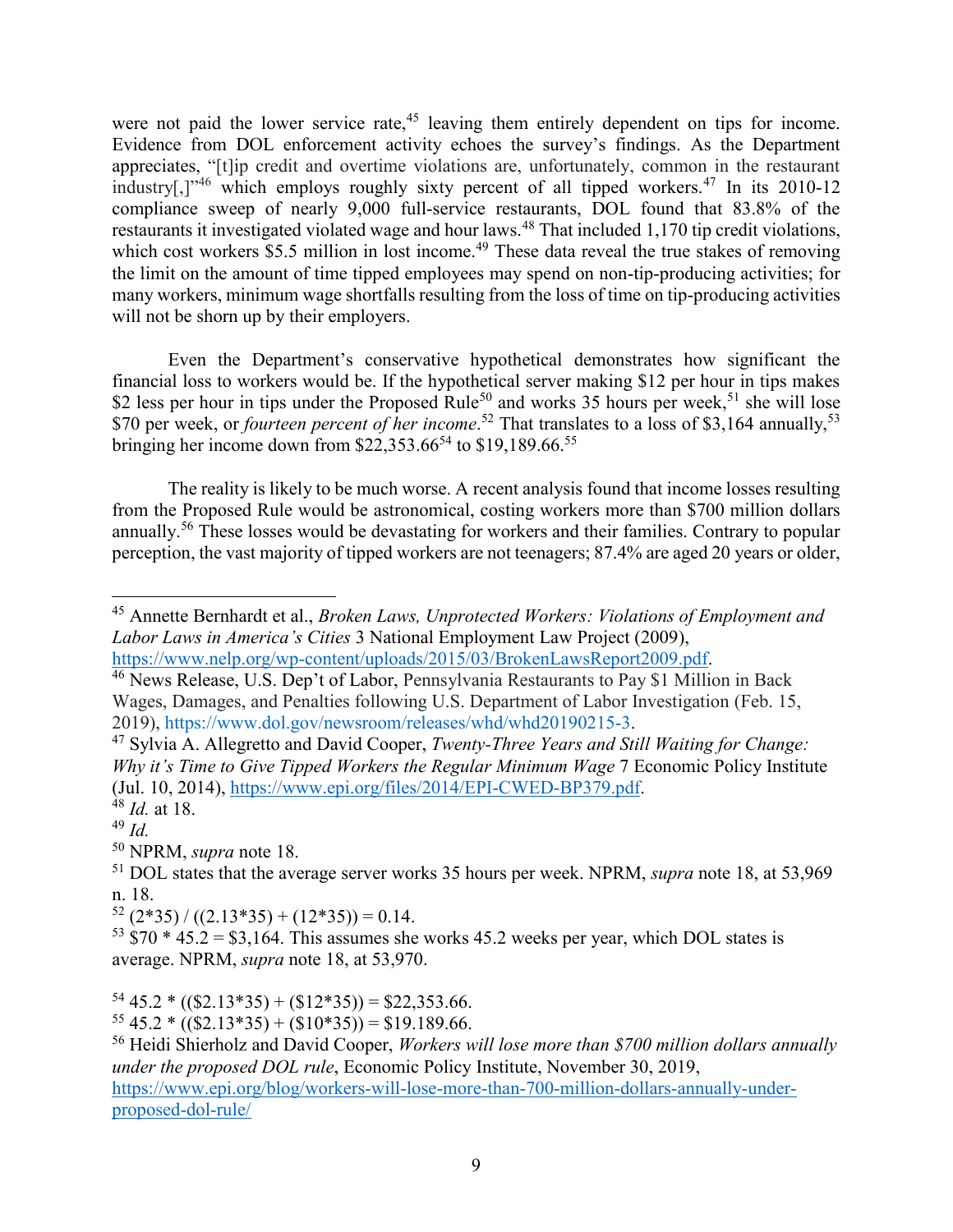were not paid the lower service rate,[45] leaving them entirely dependent on tips for income. Evidence from DOL enforcement activity echoes the survey's findings. As the Department appreciates, "[t]ip credit and overtime violations are, unfortunately, common in the restaurant industry[,]"[46] which employs roughly sixty percent of all tipped workers.[47] In its 2010-12 compliance sweep of nearly 9,000 full-service restaurants, DOL found that 83.8% of the restaurants it investigated violated wage and hour laws.[48] That included 1,170 tip credit violations, which cost workers $5.5 million in lost income.[49] These data reveal the true stakes of removing the limit on the amount of time tipped employees may spend on non-tip-producing activities; for many workers, minimum wage shortfalls resulting from the loss of time on tip-producing activities will not be shorn up by their employers.

Even the Department's conservative hypothetical demonstrates how significant the financial loss to workers would be. If the hypothetical server making $12 per hour in tips makes $2 less per hour in tips under the Proposed Rule[50] and works 35 hours per week,[51] she will lose $70 per week, or *fourteen percent of her income*.[52] That translates to a loss of $3,164 annually,[53] bringing her income down from $22,353.66[54] to $19,189.66.[55]

The reality is likely to be much worse. A recent analysis found that income losses resulting from the Proposed Rule would be astronomical, costing workers more than $700 million dollars annually.[56] These losses would be devastating for workers and their families. Contrary to popular perception, the vast majority of tipped workers are not teenagers; 87.4% are aged 20 years or older,

---

[45] Annette Bernhardt et al., *Broken Laws, Unprotected Workers: Violations of Employment and Labor Laws in America's Cities* 3 National Employment Law Project (2009), https://www.nelp.org/wp-content/uploads/2015/03/BrokenLawsReport2009.pdf.

[46] News Release, U.S. Dep't of Labor, Pennsylvania Restaurants to Pay $1 Million in Back Wages, Damages, and Penalties following U.S. Department of Labor Investigation (Feb. 15, 2019), https://www.dol.gov/newsroom/releases/whd/whd20190215-3.

[47] Sylvia A. Allegretto and David Cooper, *Twenty-Three Years and Still Waiting for Change: Why it's Time to Give Tipped Workers the Regular Minimum Wage* 7 Economic Policy Institute (Jul. 10, 2014), https://www.epi.org/files/2014/EPI-CWED-BP379.pdf.

[48] *Id.* at 18.

[49] *Id.*

[50] NPRM, *supra* note 18.

[51] DOL states that the average server works 35 hours per week. NPRM, *supra* note 18, at 53,969 n. 18.

[52] (2*35) / ((2.13*35) + (12*35)) = 0.14.

[53] $70 * 45.2 = $3,164. This assumes she works 45.2 weeks per year, which DOL states is average. NPRM, *supra* note 18, at 53,970.

[54] 45.2 * (($2.13*35) + ($12*35)) = $22,353.66.

[55] 45.2 * (($2.13*35) + ($10*35)) = $19.189.66.

[56] Heidi Shierholz and David Cooper, *Workers will lose more than $700 million dollars annually under the proposed DOL rule*, Economic Policy Institute, November 30, 2019, https://www.epi.org/blog/workers-will-lose-more-than-700-million-dollars-annually-under-proposed-dol-rule/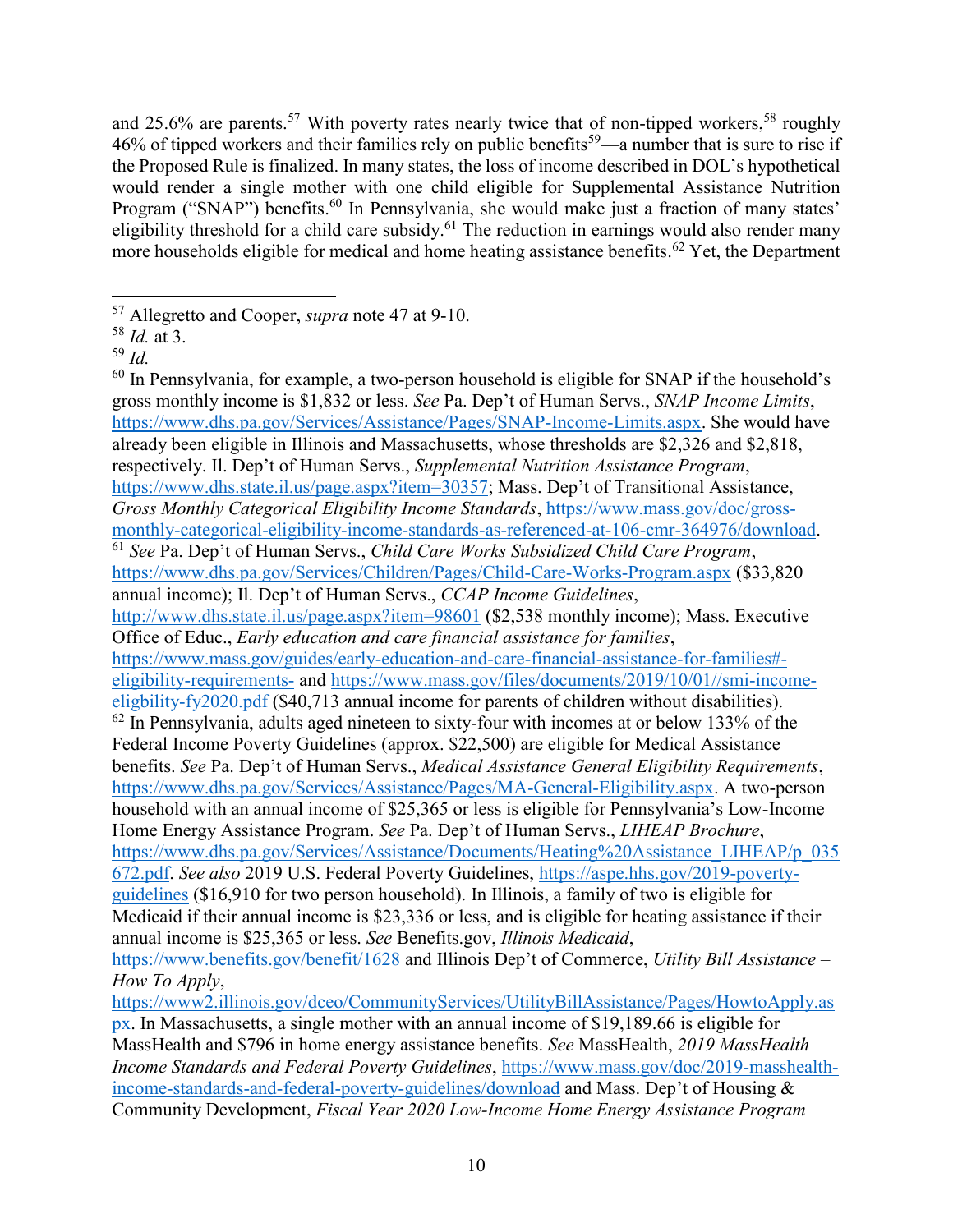and 25.6% are parents.[57] With poverty rates nearly twice that of non-tipped workers,[58] roughly 46% of tipped workers and their families rely on public benefits[59]—a number that is sure to rise if the Proposed Rule is finalized. In many states, the loss of income described in DOL's hypothetical would render a single mother with one child eligible for Supplemental Assistance Nutrition Program ("SNAP") benefits.[60] In Pennsylvania, she would make just a fraction of many states' eligibility threshold for a child care subsidy.[61] The reduction in earnings would also render many more households eligible for medical and home heating assistance benefits.[62] Yet, the Department

---

[57] Allegretto and Cooper, *supra* note 47 at 9-10.

[58] *Id.* at 3.

[59] *Id.*

[60] In Pennsylvania, for example, a two-person household is eligible for SNAP if the household's gross monthly income is $1,832 or less. *See* Pa. Dep't of Human Servs., *SNAP Income Limits*, https://www.dhs.pa.gov/Services/Assistance/Pages/SNAP-Income-Limits.aspx. She would have already been eligible in Illinois and Massachusetts, whose thresholds are $2,326 and $2,818, respectively. Il. Dep't of Human Servs., *Supplemental Nutrition Assistance Program*, https://www.dhs.state.il.us/page.aspx?item=30357; Mass. Dep't of Transitional Assistance, *Gross Monthly Categorical Eligibility Income Standards*, https://www.mass.gov/doc/gross-monthly-categorical-eligibility-income-standards-as-referenced-at-106-cmr-364976/download.

[61] *See* Pa. Dep't of Human Servs., *Child Care Works Subsidized Child Care Program*, https://www.dhs.pa.gov/Services/Children/Pages/Child-Care-Works-Program.aspx ($33,820 annual income); Il. Dep't of Human Servs., *CCAP Income Guidelines*, http://www.dhs.state.il.us/page.aspx?item=98601 ($2,538 monthly income); Mass. Executive Office of Educ., *Early education and care financial assistance for families*, https://www.mass.gov/guides/early-education-and-care-financial-assistance-for-families#-eligibility-requirements- and https://www.mass.gov/files/documents/2019/10/01//smi-income-eligbility-fy2020.pdf ($40,713 annual income for parents of children without disabilities).

[62] In Pennsylvania, adults aged nineteen to sixty-four with incomes at or below 133% of the Federal Income Poverty Guidelines (approx. $22,500) are eligible for Medical Assistance benefits. *See* Pa. Dep't of Human Servs., *Medical Assistance General Eligibility Requirements*, https://www.dhs.pa.gov/Services/Assistance/Pages/MA-General-Eligibility.aspx. A two-person household with an annual income of $25,365 or less is eligible for Pennsylvania's Low-Income Home Energy Assistance Program. *See* Pa. Dep't of Human Servs., *LIHEAP Brochure*, https://www.dhs.pa.gov/Services/Assistance/Documents/Heating%20Assistance_LIHEAP/p_035672.pdf. *See also* 2019 U.S. Federal Poverty Guidelines, https://aspe.hhs.gov/2019-poverty-guidelines ($16,910 for two person household). In Illinois, a family of two is eligible for Medicaid if their annual income is $23,336 or less, and is eligible for heating assistance if their annual income is $25,365 or less. *See* Benefits.gov, *Illinois Medicaid*, https://www.benefits.gov/benefit/1628 and Illinois Dep't of Commerce, *Utility Bill Assistance – How To Apply*, https://www2.illinois.gov/dceo/CommunityServices/UtilityBillAssistance/Pages/HowtoApply.aspx. In Massachusetts, a single mother with an annual income of $19,189.66 is eligible for MassHealth and $796 in home energy assistance benefits. *See* MassHealth, *2019 MassHealth Income Standards and Federal Poverty Guidelines*, https://www.mass.gov/doc/2019-masshealth-income-standards-and-federal-poverty-guidelines/download and Mass. Dep't of Housing & Community Development, *Fiscal Year 2020 Low-Income Home Energy Assistance Program*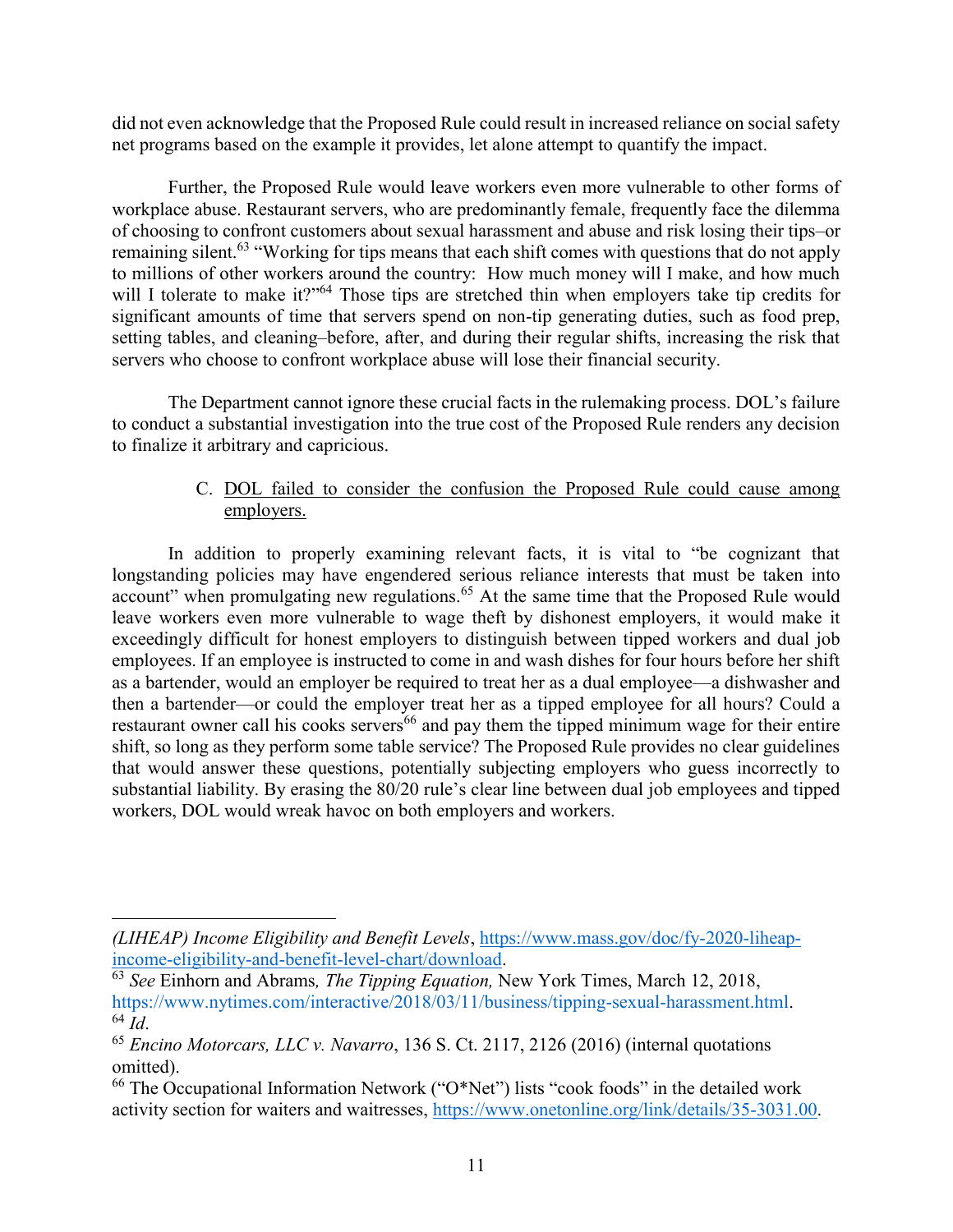did not even acknowledge that the Proposed Rule could result in increased reliance on social safety net programs based on the example it provides, let alone attempt to quantify the impact.

Further, the Proposed Rule would leave workers even more vulnerable to other forms of workplace abuse. Restaurant servers, who are predominantly female, frequently face the dilemma of choosing to confront customers about sexual harassment and abuse and risk losing their tips–or remaining silent.[63] "Working for tips means that each shift comes with questions that do not apply to millions of other workers around the country: How much money will I make, and how much will I tolerate to make it?"[64] Those tips are stretched thin when employers take tip credits for significant amounts of time that servers spend on non-tip generating duties, such as food prep, setting tables, and cleaning–before, after, and during their regular shifts, increasing the risk that servers who choose to confront workplace abuse will lose their financial security.

The Department cannot ignore these crucial facts in the rulemaking process. DOL's failure to conduct a substantial investigation into the true cost of the Proposed Rule renders any decision to finalize it arbitrary and capricious.

### C. DOL failed to consider the confusion the Proposed Rule could cause among employers.

In addition to properly examining relevant facts, it is vital to "be cognizant that longstanding policies may have engendered serious reliance interests that must be taken into account" when promulgating new regulations.[65] At the same time that the Proposed Rule would leave workers even more vulnerable to wage theft by dishonest employers, it would make it exceedingly difficult for honest employers to distinguish between tipped workers and dual job employees. If an employee is instructed to come in and wash dishes for four hours before her shift as a bartender, would an employer be required to treat her as a dual employee—a dishwasher and then a bartender—or could the employer treat her as a tipped employee for all hours? Could a restaurant owner call his cooks servers[66] and pay them the tipped minimum wage for their entire shift, so long as they perform some table service? The Proposed Rule provides no clear guidelines that would answer these questions, potentially subjecting employers who guess incorrectly to substantial liability. By erasing the 80/20 rule's clear line between dual job employees and tipped workers, DOL would wreak havoc on both employers and workers.

---

*(LIHEAP) Income Eligibility and Benefit Levels*, https://www.mass.gov/doc/fy-2020-liheap-income-eligibility-and-benefit-level-chart/download.

[63] *See* Einhorn and Abrams*, The Tipping Equation,* New York Times, March 12, 2018, https://www.nytimes.com/interactive/2018/03/11/business/tipping-sexual-harassment.html.

[64] *Id*.

[65] *Encino Motorcars, LLC v. Navarro*, 136 S. Ct. 2117, 2126 (2016) (internal quotations omitted).

[66] The Occupational Information Network ("O*Net") lists "cook foods" in the detailed work activity section for waiters and waitresses, https://www.onetonline.org/link/details/35-3031.00.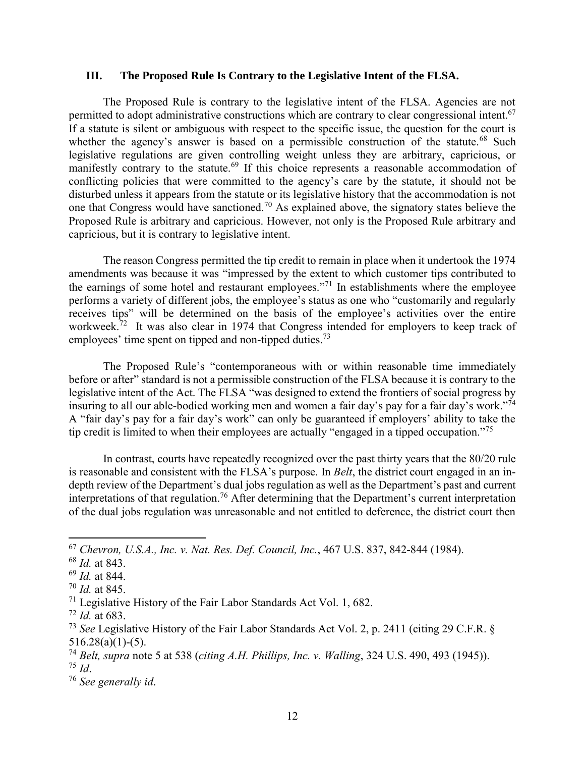### III. The Proposed Rule Is Contrary to the Legislative Intent of the FLSA.

The Proposed Rule is contrary to the legislative intent of the FLSA. Agencies are not permitted to adopt administrative constructions which are contrary to clear congressional intent.[67] If a statute is silent or ambiguous with respect to the specific issue, the question for the court is whether the agency's answer is based on a permissible construction of the statute.[68] Such legislative regulations are given controlling weight unless they are arbitrary, capricious, or manifestly contrary to the statute.[69] If this choice represents a reasonable accommodation of conflicting policies that were committed to the agency's care by the statute, it should not be disturbed unless it appears from the statute or its legislative history that the accommodation is not one that Congress would have sanctioned.[70] As explained above, the signatory states believe the Proposed Rule is arbitrary and capricious. However, not only is the Proposed Rule arbitrary and capricious, but it is contrary to legislative intent.

The reason Congress permitted the tip credit to remain in place when it undertook the 1974 amendments was because it was "impressed by the extent to which customer tips contributed to the earnings of some hotel and restaurant employees."[71] In establishments where the employee performs a variety of different jobs, the employee's status as one who "customarily and regularly receives tips" will be determined on the basis of the employee's activities over the entire workweek.[72] It was also clear in 1974 that Congress intended for employers to keep track of employees' time spent on tipped and non-tipped duties.[73]

The Proposed Rule's "contemporaneous with or within reasonable time immediately before or after" standard is not a permissible construction of the FLSA because it is contrary to the legislative intent of the Act. The FLSA "was designed to extend the frontiers of social progress by insuring to all our able-bodied working men and women a fair day's pay for a fair day's work."[74] A "fair day's pay for a fair day's work" can only be guaranteed if employers' ability to take the tip credit is limited to when their employees are actually "engaged in a tipped occupation."[75]

In contrast, courts have repeatedly recognized over the past thirty years that the 80/20 rule is reasonable and consistent with the FLSA's purpose. In *Belt*, the district court engaged in an in-depth review of the Department's dual jobs regulation as well as the Department's past and current interpretations of that regulation.[76] After determining that the Department's current interpretation of the dual jobs regulation was unreasonable and not entitled to deference, the district court then

---

[67] *Chevron, U.S.A., Inc. v. Nat. Res. Def. Council, Inc.*, 467 U.S. 837, 842-844 (1984).

[68] *Id.* at 843.

[69] *Id.* at 844.

[70] *Id.* at 845.

[71] Legislative History of the Fair Labor Standards Act Vol. 1, 682.

[72] *Id.* at 683.

[73] *See* Legislative History of the Fair Labor Standards Act Vol. 2, p. 2411 (citing 29 C.F.R. § 516.28(a)(1)-(5).

[74] *Belt, supra* note 5 at 538 (*citing A.H. Phillips, Inc. v. Walling*, 324 U.S. 490, 493 (1945)).

[75] *Id*.

[76] *See generally id.*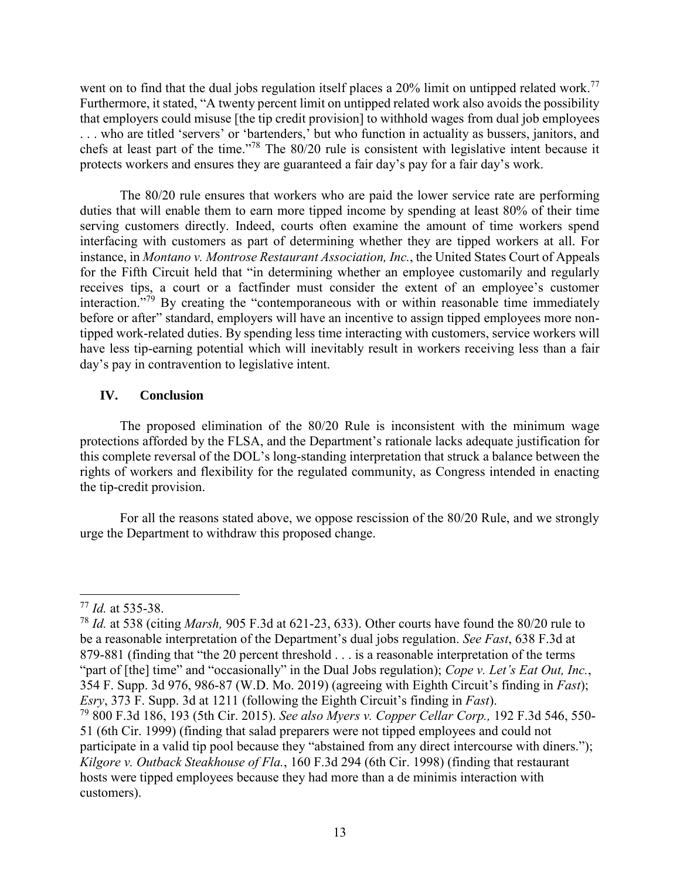went on to find that the dual jobs regulation itself places a 20% limit on untipped related work.[77] Furthermore, it stated, "A twenty percent limit on untipped related work also avoids the possibility that employers could misuse [the tip credit provision] to withhold wages from dual job employees . . . who are titled 'servers' or 'bartenders,' but who function in actuality as bussers, janitors, and chefs at least part of the time."[78] The 80/20 rule is consistent with legislative intent because it protects workers and ensures they are guaranteed a fair day's pay for a fair day's work.

The 80/20 rule ensures that workers who are paid the lower service rate are performing duties that will enable them to earn more tipped income by spending at least 80% of their time serving customers directly. Indeed, courts often examine the amount of time workers spend interfacing with customers as part of determining whether they are tipped workers at all. For instance, in *Montano v. Montrose Restaurant Association, Inc.*, the United States Court of Appeals for the Fifth Circuit held that "in determining whether an employee customarily and regularly receives tips, a court or a factfinder must consider the extent of an employee's customer interaction."[79] By creating the "contemporaneous with or within reasonable time immediately before or after" standard, employers will have an incentive to assign tipped employees more non-tipped work-related duties. By spending less time interacting with customers, service workers will have less tip-earning potential which will inevitably result in workers receiving less than a fair day's pay in contravention to legislative intent.

## IV. Conclusion

The proposed elimination of the 80/20 Rule is inconsistent with the minimum wage protections afforded by the FLSA, and the Department's rationale lacks adequate justification for this complete reversal of the DOL's long-standing interpretation that struck a balance between the rights of workers and flexibility for the regulated community, as Congress intended in enacting the tip-credit provision.

For all the reasons stated above, we oppose rescission of the 80/20 Rule, and we strongly urge the Department to withdraw this proposed change.

---

[77] *Id.* at 535-38.

[78] *Id.* at 538 (citing *Marsh,* 905 F.3d at 621-23, 633). Other courts have found the 80/20 rule to be a reasonable interpretation of the Department's dual jobs regulation. *See Fast*, 638 F.3d at 879-881 (finding that "the 20 percent threshold . . . is a reasonable interpretation of the terms "part of [the] time" and "occasionally" in the Dual Jobs regulation); *Cope v. Let's Eat Out, Inc.*, 354 F. Supp. 3d 976, 986-87 (W.D. Mo. 2019) (agreeing with Eighth Circuit's finding in *Fast*); *Esry*, 373 F. Supp. 3d at 1211 (following the Eighth Circuit's finding in *Fast*).

[79] 800 F.3d 186, 193 (5th Cir. 2015). *See also Myers v. Copper Cellar Corp.,* 192 F.3d 546, 550-51 (6th Cir. 1999) (finding that salad preparers were not tipped employees and could not participate in a valid tip pool because they "abstained from any direct intercourse with diners."); *Kilgore v. Outback Steakhouse of Fla.*, 160 F.3d 294 (6th Cir. 1998) (finding that restaurant hosts were tipped employees because they had more than a de minimis interaction with customers).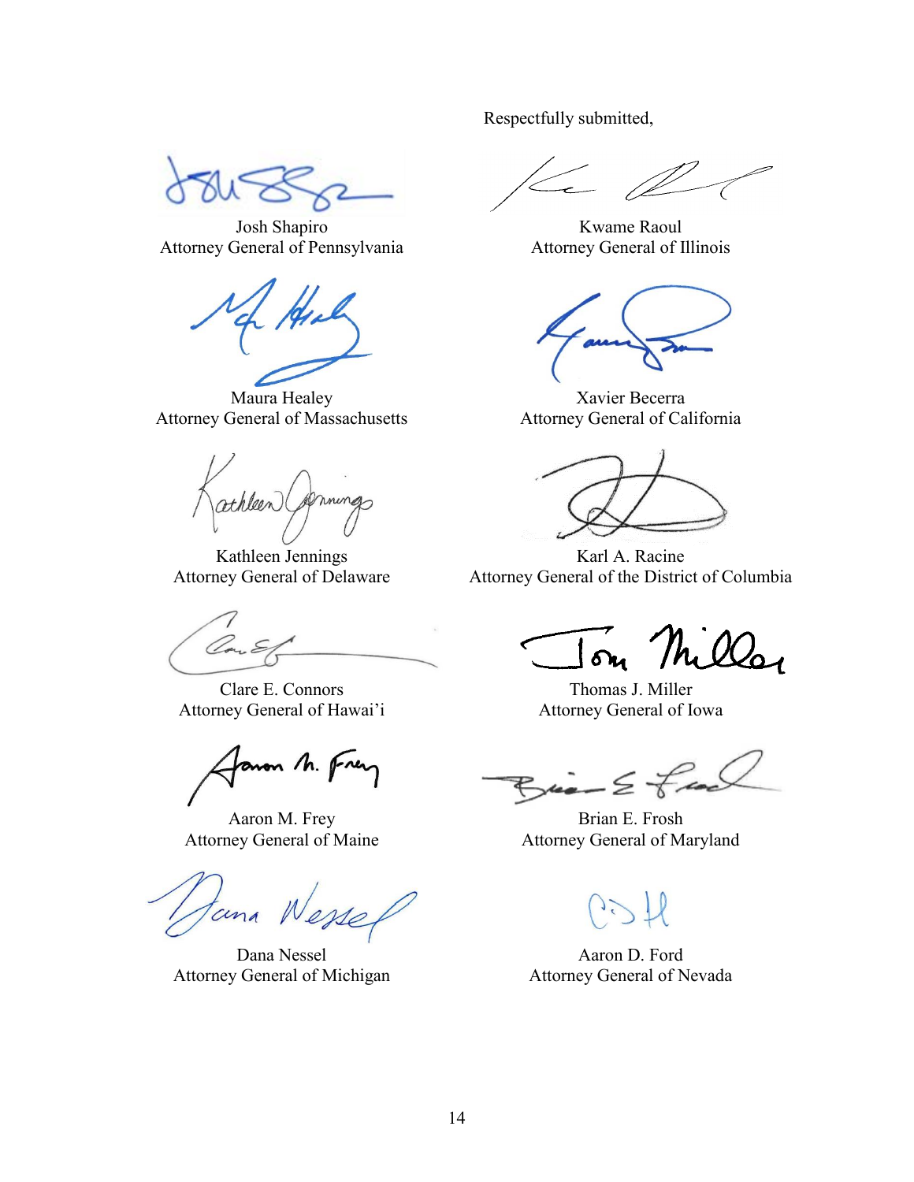Respectfully submitted,

Josh Shapiro
Attorney General of Pennsylvania

Kwame Raoul
Attorney General of Illinois

Maura Healey
Attorney General of Massachusetts

Xavier Becerra
Attorney General of California

Kathleen Jennings
Attorney General of Delaware

Karl A. Racine
Attorney General of the District of Columbia

Clare E. Connors
Attorney General of Hawai'i

Thomas J. Miller
Attorney General of Iowa

Aaron M. Frey
Attorney General of Maine

Brian E. Frosh
Attorney General of Maryland

Dana Nessel
Attorney General of Michigan

Aaron D. Ford
Attorney General of Nevada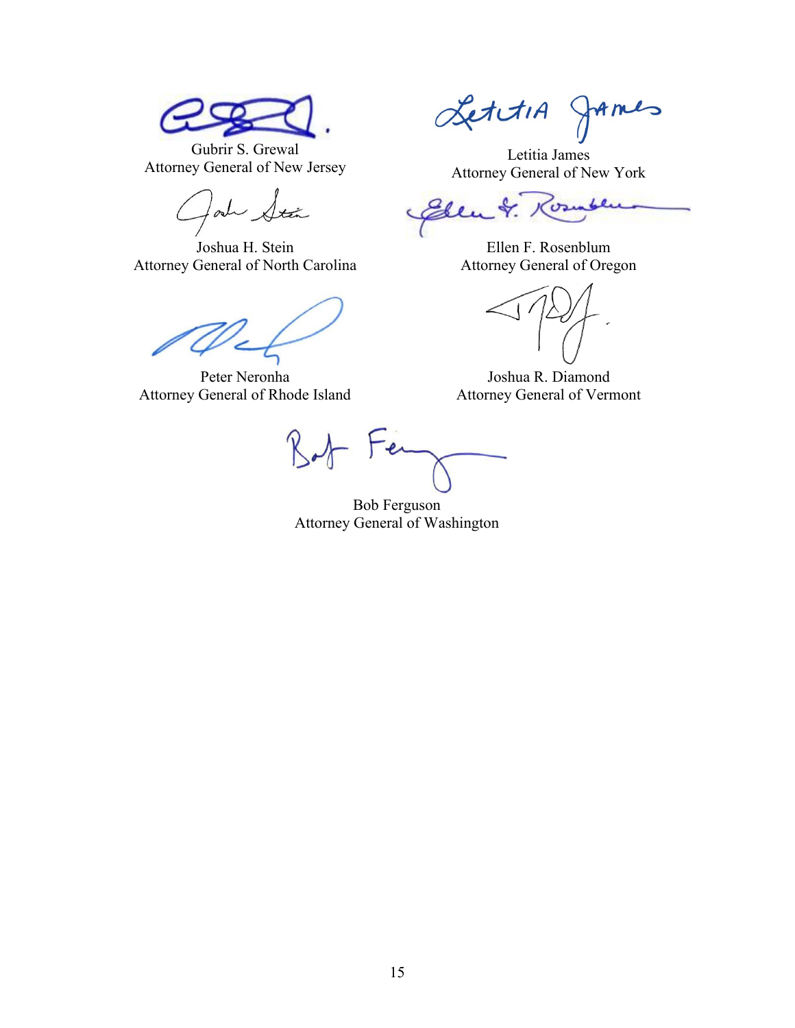Gubrir S. Grewal
Attorney General of New Jersey

Letitia James
Attorney General of New York

Joshua H. Stein
Attorney General of North Carolina

Ellen F. Rosenblum
Attorney General of Oregon

Peter Neronha
Attorney General of Rhode Island

Joshua R. Diamond
Attorney General of Vermont

Bob Ferguson
Attorney General of Washington